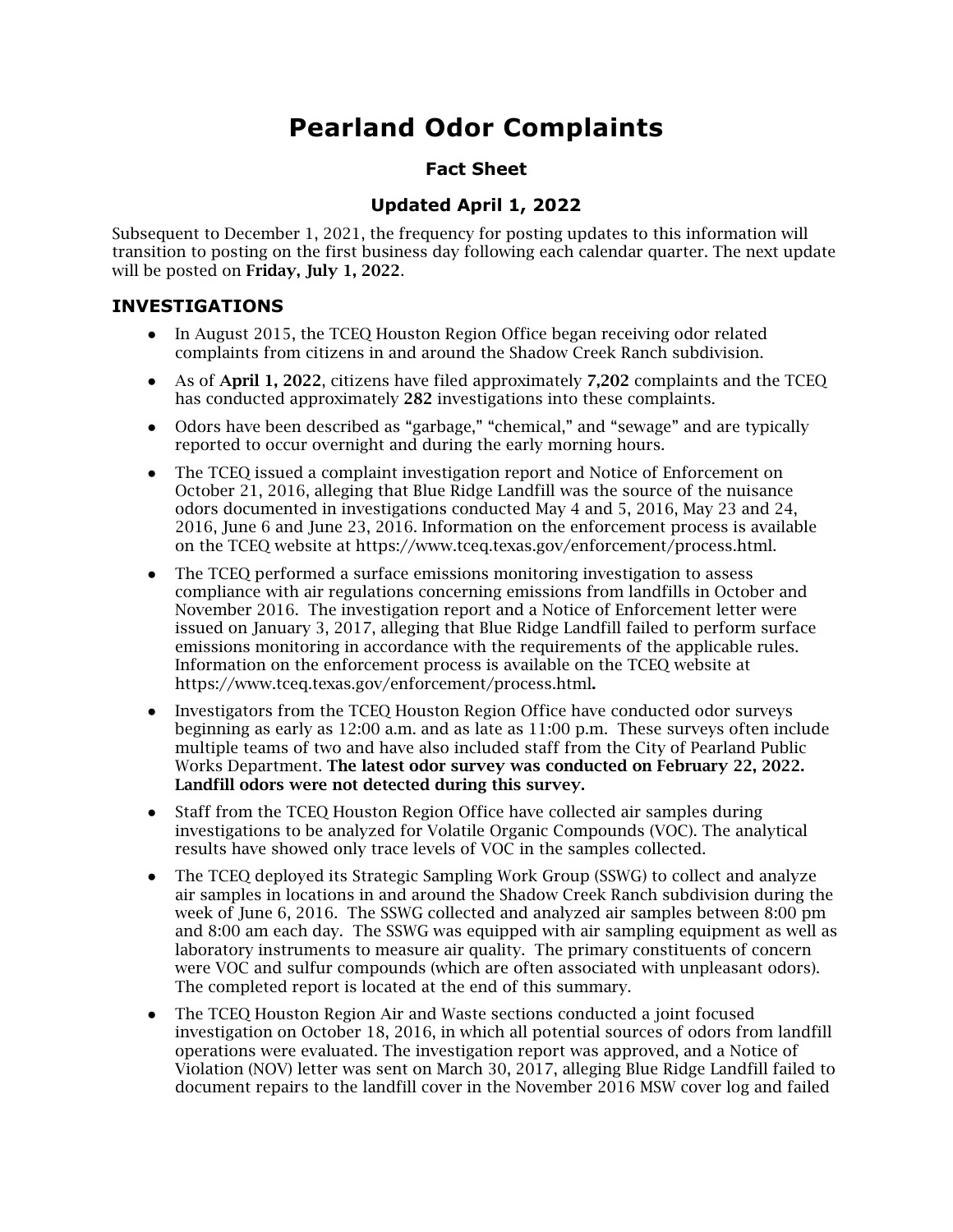# Pearland Odor Complaints

## Fact Sheet

## Updated April 1, 2022

Subsequent to December 1, 2021, the frequency for posting updates to this information will transition to posting on the first business day following each calendar quarter. The next update will be posted on **Friday, July 1, 2022**.

### INVESTIGATIONS

- In August 2015, the TCEQ Houston Region Office began receiving odor related complaints from citizens in and around the Shadow Creek Ranch subdivision.
- As of **April 1, 2022**, citizens have filed approximately **7,202** complaints and the TCEQ has conducted approximately **282** investigations into these complaints.
- Odors have been described as "garbage," "chemical," and "sewage" and are typically reported to occur overnight and during the early morning hours.
- The TCEQ issued a complaint investigation report and Notice of Enforcement on October 21, 2016, alleging that Blue Ridge Landfill was the source of the nuisance odors documented in investigations conducted May 4 and 5, 2016, May 23 and 24, 2016, June 6 and June 23, 2016. Information on the enforcement process is available on the TCEQ website at https://www.tceq.texas.gov/enforcement/process.html.
- The TCEQ performed a surface emissions monitoring investigation to assess compliance with air regulations concerning emissions from landfills in October and November 2016. The investigation report and a Notice of Enforcement letter were issued on January 3, 2017, alleging that Blue Ridge Landfill failed to perform surface emissions monitoring in accordance with the requirements of the applicable rules. Information on the enforcement process is available on the TCEQ website at https://www.tceq.texas.gov/enforcement/process.html.
- Investigators from the TCEQ Houston Region Office have conducted odor surveys beginning as early as 12:00 a.m. and as late as 11:00 p.m. These surveys often include multiple teams of two and have also included staff from the City of Pearland Public Works Department. **The latest odor survey was conducted on February 22, 2022. Landfill odors were not detected during this survey.**
- Staff from the TCEQ Houston Region Office have collected air samples during investigations to be analyzed for Volatile Organic Compounds (VOC). The analytical results have showed only trace levels of VOC in the samples collected.
- The TCEQ deployed its Strategic Sampling Work Group (SSWG) to collect and analyze air samples in locations in and around the Shadow Creek Ranch subdivision during the week of June 6, 2016. The SSWG collected and analyzed air samples between 8:00 pm and 8:00 am each day. The SSWG was equipped with air sampling equipment as well as laboratory instruments to measure air quality. The primary constituents of concern were VOC and sulfur compounds (which are often associated with unpleasant odors). The completed report is located at the end of this summary.
- The TCEQ Houston Region Air and Waste sections conducted a joint focused investigation on October 18, 2016, in which all potential sources of odors from landfill operations were evaluated. The investigation report was approved, and a Notice of Violation (NOV) letter was sent on March 30, 2017, alleging Blue Ridge Landfill failed to document repairs to the landfill cover in the November 2016 MSW cover log and failed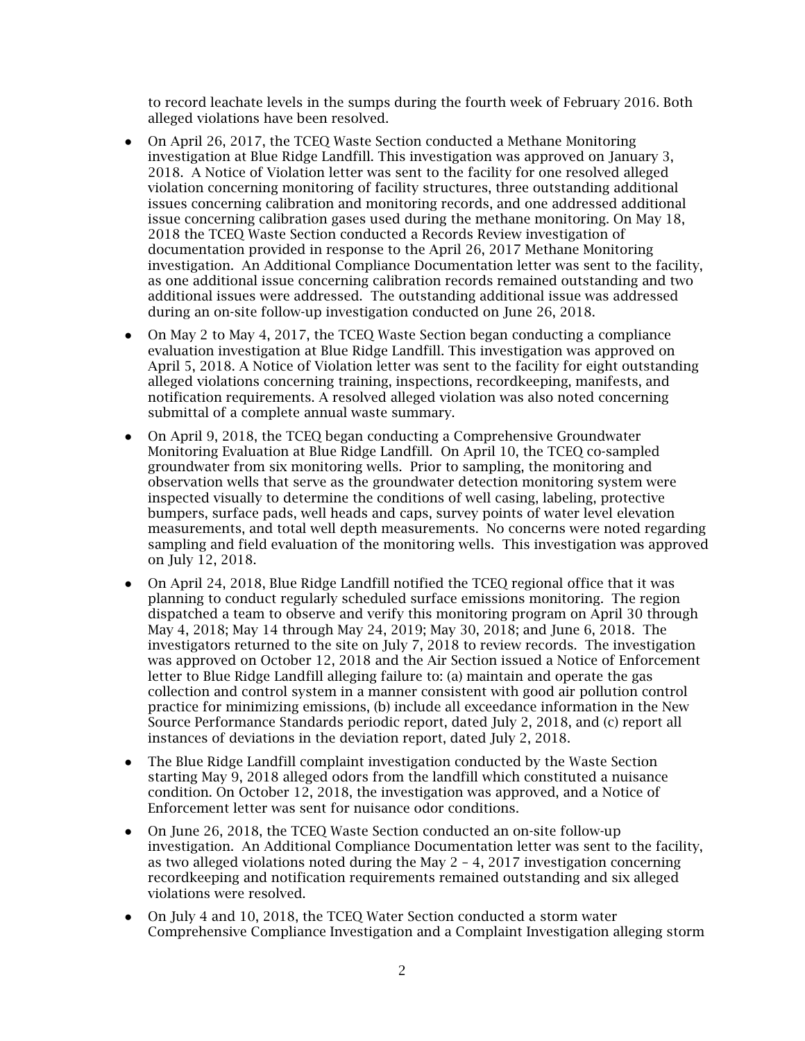to record leachate levels in the sumps during the fourth week of February 2016. Both alleged violations have been resolved.

- On April 26, 2017, the TCEQ Waste Section conducted a Methane Monitoring investigation at Blue Ridge Landfill. This investigation was approved on January 3, 2018. A Notice of Violation letter was sent to the facility for one resolved alleged violation concerning monitoring of facility structures, three outstanding additional issues concerning calibration and monitoring records, and one addressed additional issue concerning calibration gases used during the methane monitoring. On May 18, 2018 the TCEQ Waste Section conducted a Records Review investigation of documentation provided in response to the April 26, 2017 Methane Monitoring investigation. An Additional Compliance Documentation letter was sent to the facility, as one additional issue concerning calibration records remained outstanding and two additional issues were addressed. The outstanding additional issue was addressed during an on-site follow-up investigation conducted on June 26, 2018.
- On May 2 to May 4, 2017, the TCEQ Waste Section began conducting a compliance evaluation investigation at Blue Ridge Landfill. This investigation was approved on April 5, 2018. A Notice of Violation letter was sent to the facility for eight outstanding alleged violations concerning training, inspections, recordkeeping, manifests, and notification requirements. A resolved alleged violation was also noted concerning submittal of a complete annual waste summary.
- On April 9, 2018, the TCEQ began conducting a Comprehensive Groundwater Monitoring Evaluation at Blue Ridge Landfill. On April 10, the TCEQ co-sampled groundwater from six monitoring wells. Prior to sampling, the monitoring and observation wells that serve as the groundwater detection monitoring system were inspected visually to determine the conditions of well casing, labeling, protective bumpers, surface pads, well heads and caps, survey points of water level elevation measurements, and total well depth measurements. No concerns were noted regarding sampling and field evaluation of the monitoring wells. This investigation was approved on July 12, 2018.
- On April 24, 2018, Blue Ridge Landfill notified the TCEQ regional office that it was planning to conduct regularly scheduled surface emissions monitoring. The region dispatched a team to observe and verify this monitoring program on April 30 through May 4, 2018; May 14 through May 24, 2019; May 30, 2018; and June 6, 2018. The investigators returned to the site on July 7, 2018 to review records. The investigation was approved on October 12, 2018 and the Air Section issued a Notice of Enforcement letter to Blue Ridge Landfill alleging failure to: (a) maintain and operate the gas collection and control system in a manner consistent with good air pollution control practice for minimizing emissions, (b) include all exceedance information in the New Source Performance Standards periodic report, dated July 2, 2018, and (c) report all instances of deviations in the deviation report, dated July 2, 2018.
- The Blue Ridge Landfill complaint investigation conducted by the Waste Section starting May 9, 2018 alleged odors from the landfill which constituted a nuisance condition. On October 12, 2018, the investigation was approved, and a Notice of Enforcement letter was sent for nuisance odor conditions.
- On June 26, 2018, the TCEQ Waste Section conducted an on-site follow-up investigation. An Additional Compliance Documentation letter was sent to the facility, as two alleged violations noted during the May 2 – 4, 2017 investigation concerning recordkeeping and notification requirements remained outstanding and six alleged violations were resolved.
- On July 4 and 10, 2018, the TCEQ Water Section conducted a storm water Comprehensive Compliance Investigation and a Complaint Investigation alleging storm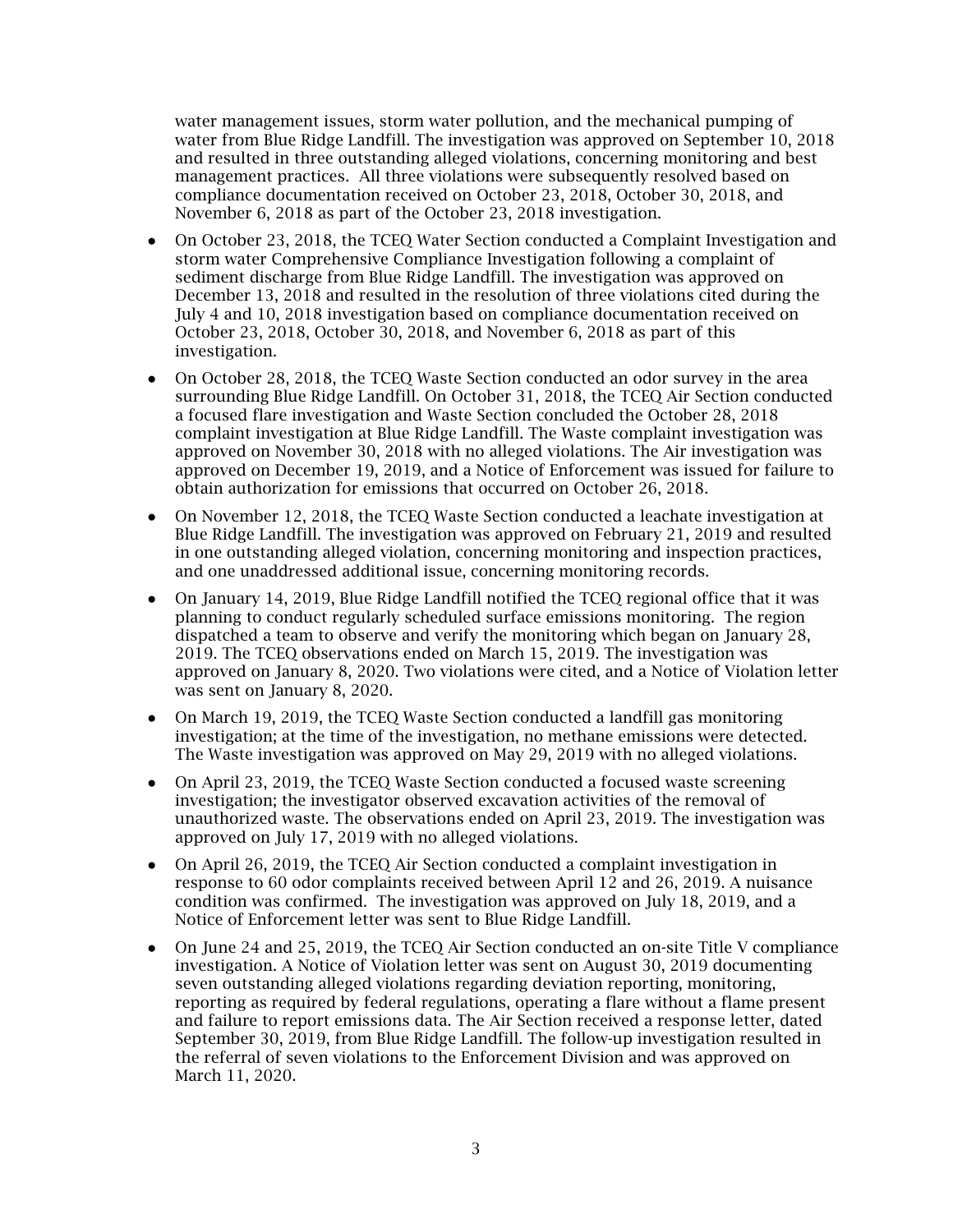water management issues, storm water pollution, and the mechanical pumping of water from Blue Ridge Landfill. The investigation was approved on September 10, 2018 and resulted in three outstanding alleged violations, concerning monitoring and best management practices. All three violations were subsequently resolved based on compliance documentation received on October 23, 2018, October 30, 2018, and November 6, 2018 as part of the October 23, 2018 investigation.

- On October 23, 2018, the TCEQ Water Section conducted a Complaint Investigation and storm water Comprehensive Compliance Investigation following a complaint of sediment discharge from Blue Ridge Landfill. The investigation was approved on December 13, 2018 and resulted in the resolution of three violations cited during the July 4 and 10, 2018 investigation based on compliance documentation received on October 23, 2018, October 30, 2018, and November 6, 2018 as part of this investigation.
- On October 28, 2018, the TCEQ Waste Section conducted an odor survey in the area surrounding Blue Ridge Landfill. On October 31, 2018, the TCEQ Air Section conducted a focused flare investigation and Waste Section concluded the October 28, 2018 complaint investigation at Blue Ridge Landfill. The Waste complaint investigation was approved on November 30, 2018 with no alleged violations. The Air investigation was approved on December 19, 2019, and a Notice of Enforcement was issued for failure to obtain authorization for emissions that occurred on October 26, 2018.
- On November 12, 2018, the TCEQ Waste Section conducted a leachate investigation at Blue Ridge Landfill. The investigation was approved on February 21, 2019 and resulted in one outstanding alleged violation, concerning monitoring and inspection practices, and one unaddressed additional issue, concerning monitoring records.
- On January 14, 2019, Blue Ridge Landfill notified the TCEQ regional office that it was planning to conduct regularly scheduled surface emissions monitoring. The region dispatched a team to observe and verify the monitoring which began on January 28, 2019. The TCEQ observations ended on March 15, 2019. The investigation was approved on January 8, 2020. Two violations were cited, and a Notice of Violation letter was sent on January 8, 2020.
- On March 19, 2019, the TCEQ Waste Section conducted a landfill gas monitoring investigation; at the time of the investigation, no methane emissions were detected. The Waste investigation was approved on May 29, 2019 with no alleged violations.
- On April 23, 2019, the TCEQ Waste Section conducted a focused waste screening investigation; the investigator observed excavation activities of the removal of unauthorized waste. The observations ended on April 23, 2019. The investigation was approved on July 17, 2019 with no alleged violations.
- On April 26, 2019, the TCEQ Air Section conducted a complaint investigation in response to 60 odor complaints received between April 12 and 26, 2019. A nuisance condition was confirmed. The investigation was approved on July 18, 2019, and a Notice of Enforcement letter was sent to Blue Ridge Landfill.
- On June 24 and 25, 2019, the TCEQ Air Section conducted an on-site Title V compliance investigation. A Notice of Violation letter was sent on August 30, 2019 documenting seven outstanding alleged violations regarding deviation reporting, monitoring, reporting as required by federal regulations, operating a flare without a flame present and failure to report emissions data. The Air Section received a response letter, dated September 30, 2019, from Blue Ridge Landfill. The follow-up investigation resulted in the referral of seven violations to the Enforcement Division and was approved on March 11, 2020.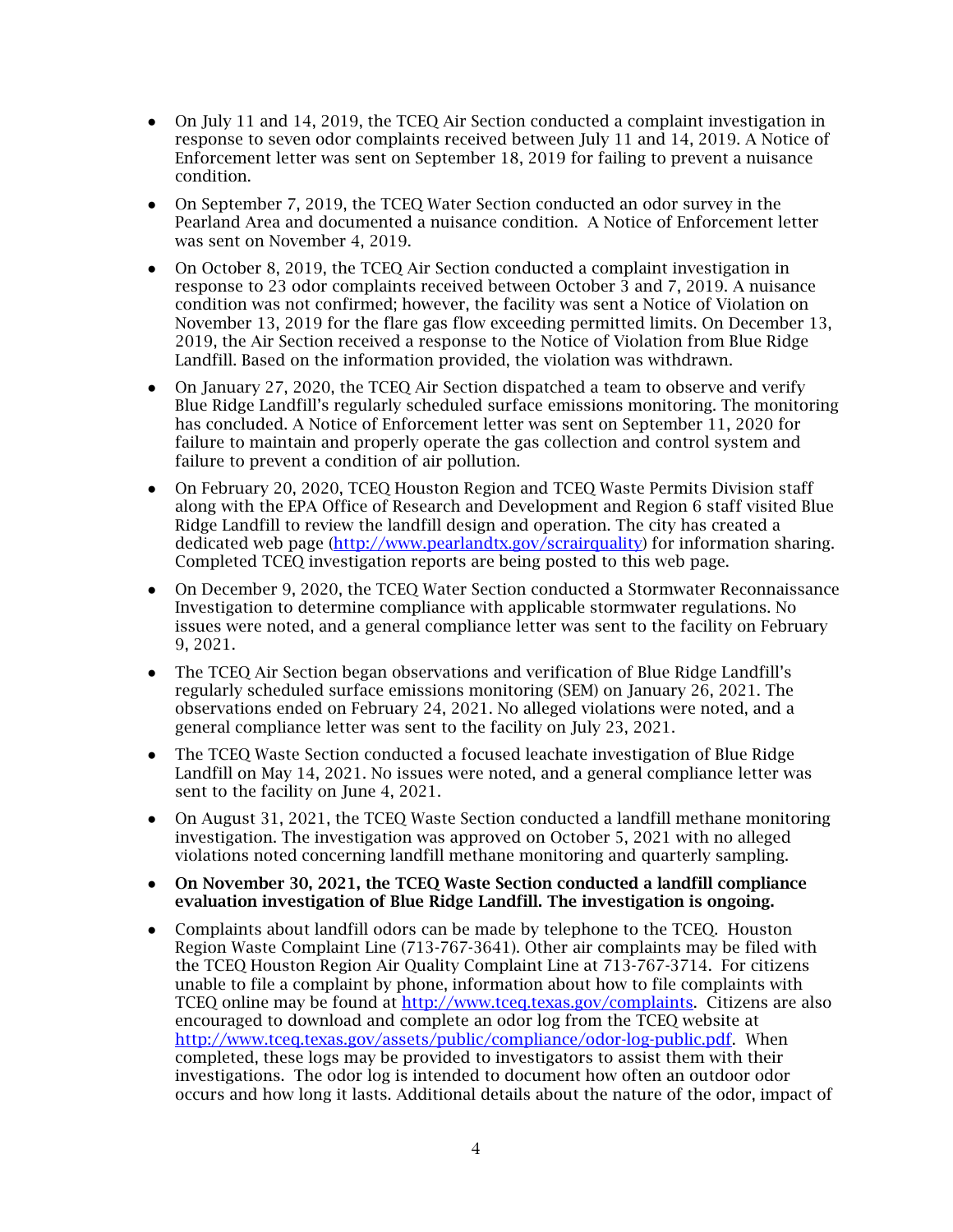- On July 11 and 14, 2019, the TCEQ Air Section conducted a complaint investigation in response to seven odor complaints received between July 11 and 14, 2019. A Notice of Enforcement letter was sent on September 18, 2019 for failing to prevent a nuisance condition.

- On September 7, 2019, the TCEQ Water Section conducted an odor survey in the Pearland Area and documented a nuisance condition. A Notice of Enforcement letter was sent on November 4, 2019.

- On October 8, 2019, the TCEQ Air Section conducted a complaint investigation in response to 23 odor complaints received between October 3 and 7, 2019. A nuisance condition was not confirmed; however, the facility was sent a Notice of Violation on November 13, 2019 for the flare gas flow exceeding permitted limits. On December 13, 2019, the Air Section received a response to the Notice of Violation from Blue Ridge Landfill. Based on the information provided, the violation was withdrawn.

- On January 27, 2020, the TCEQ Air Section dispatched a team to observe and verify Blue Ridge Landfill's regularly scheduled surface emissions monitoring. The monitoring has concluded. A Notice of Enforcement letter was sent on September 11, 2020 for failure to maintain and properly operate the gas collection and control system and failure to prevent a condition of air pollution.

- On February 20, 2020, TCEQ Houston Region and TCEQ Waste Permits Division staff along with the EPA Office of Research and Development and Region 6 staff visited Blue Ridge Landfill to review the landfill design and operation. The city has created a dedicated web page (http://www.pearlandtx.gov/scrairquality) for information sharing. Completed TCEQ investigation reports are being posted to this web page.

- On December 9, 2020, the TCEQ Water Section conducted a Stormwater Reconnaissance Investigation to determine compliance with applicable stormwater regulations. No issues were noted, and a general compliance letter was sent to the facility on February 9, 2021.

- The TCEQ Air Section began observations and verification of Blue Ridge Landfill's regularly scheduled surface emissions monitoring (SEM) on January 26, 2021. The observations ended on February 24, 2021. No alleged violations were noted, and a general compliance letter was sent to the facility on July 23, 2021.

- The TCEQ Waste Section conducted a focused leachate investigation of Blue Ridge Landfill on May 14, 2021. No issues were noted, and a general compliance letter was sent to the facility on June 4, 2021.

- On August 31, 2021, the TCEQ Waste Section conducted a landfill methane monitoring investigation. The investigation was approved on October 5, 2021 with no alleged violations noted concerning landfill methane monitoring and quarterly sampling.

- **On November 30, 2021, the TCEQ Waste Section conducted a landfill compliance evaluation investigation of Blue Ridge Landfill. The investigation is ongoing.**

- Complaints about landfill odors can be made by telephone to the TCEQ. Houston Region Waste Complaint Line (713-767-3641). Other air complaints may be filed with the TCEQ Houston Region Air Quality Complaint Line at 713-767-3714. For citizens unable to file a complaint by phone, information about how to file complaints with TCEQ online may be found at http://www.tceq.texas.gov/complaints. Citizens are also encouraged to download and complete an odor log from the TCEQ website at http://www.tceq.texas.gov/assets/public/compliance/odor-log-public.pdf. When completed, these logs may be provided to investigators to assist them with their investigations. The odor log is intended to document how often an outdoor odor occurs and how long it lasts. Additional details about the nature of the odor, impact of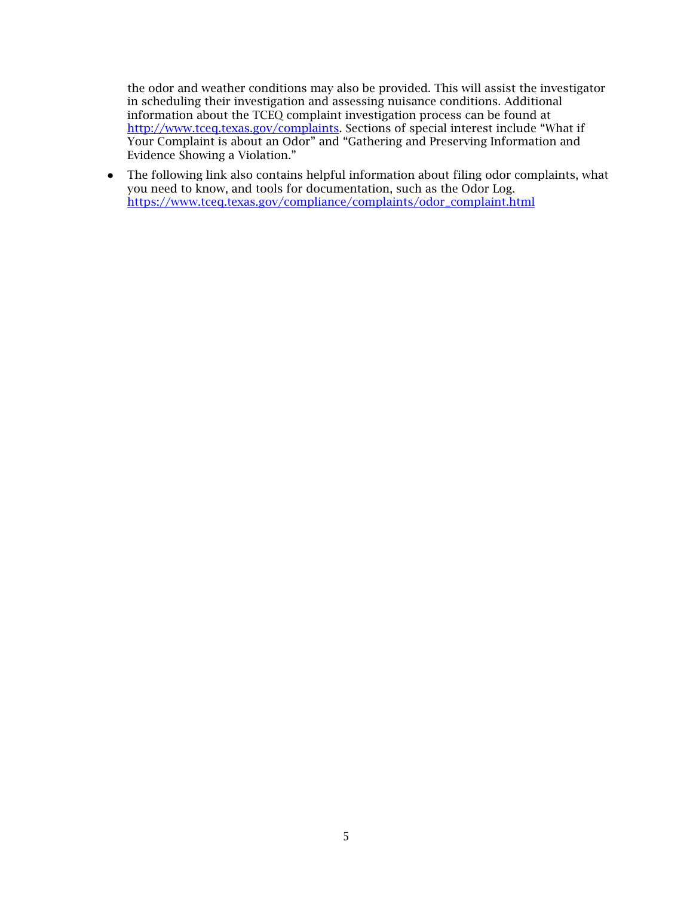the odor and weather conditions may also be provided. This will assist the investigator in scheduling their investigation and assessing nuisance conditions. Additional information about the TCEQ complaint investigation process can be found at http://www.tceq.texas.gov/complaints. Sections of special interest include "What if Your Complaint is about an Odor" and "Gathering and Preserving Information and Evidence Showing a Violation."

- The following link also contains helpful information about filing odor complaints, what you need to know, and tools for documentation, such as the Odor Log. https://www.tceq.texas.gov/compliance/complaints/odor_complaint.html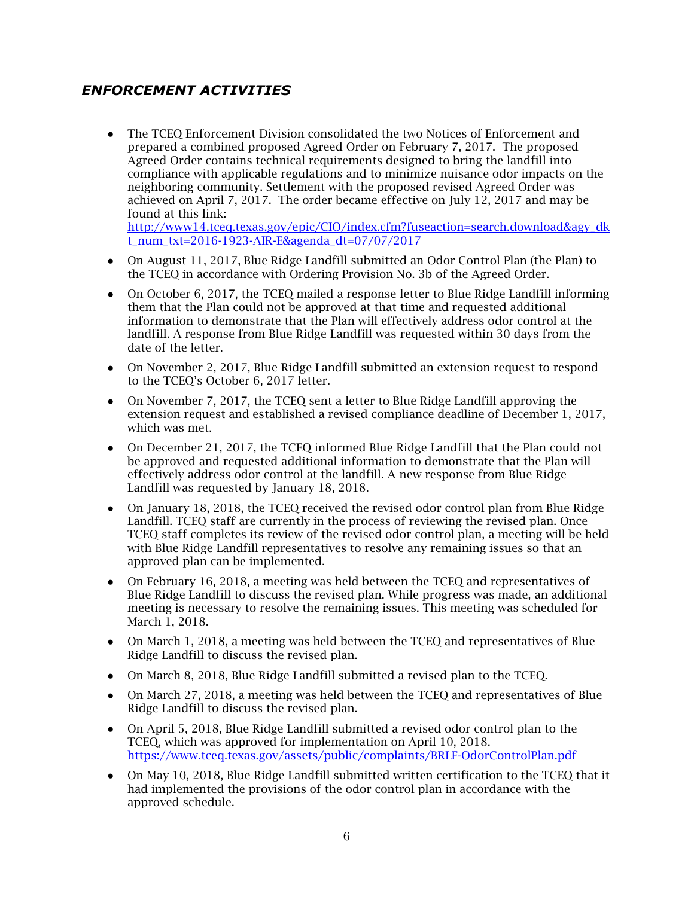## *ENFORCEMENT ACTIVITIES*

- The TCEQ Enforcement Division consolidated the two Notices of Enforcement and prepared a combined proposed Agreed Order on February 7, 2017. The proposed Agreed Order contains technical requirements designed to bring the landfill into compliance with applicable regulations and to minimize nuisance odor impacts on the neighboring community. Settlement with the proposed revised Agreed Order was achieved on April 7, 2017. The order became effective on July 12, 2017 and may be found at this link: [http://www14.tceq.texas.gov/epic/CIO/index.cfm?fuseaction=search.download&agy_dkt_num_txt=2016-1923-AIR-E&agenda_dt=07/07/2017](http://www14.tceq.texas.gov/epic/CIO/index.cfm?fuseaction=search.download&agy_dkt_num_txt=2016-1923-AIR-E&agenda_dt=07/07/2017)
- On August 11, 2017, Blue Ridge Landfill submitted an Odor Control Plan (the Plan) to the TCEQ in accordance with Ordering Provision No. 3b of the Agreed Order.
- On October 6, 2017, the TCEQ mailed a response letter to Blue Ridge Landfill informing them that the Plan could not be approved at that time and requested additional information to demonstrate that the Plan will effectively address odor control at the landfill. A response from Blue Ridge Landfill was requested within 30 days from the date of the letter.
- On November 2, 2017, Blue Ridge Landfill submitted an extension request to respond to the TCEQ's October 6, 2017 letter.
- On November 7, 2017, the TCEQ sent a letter to Blue Ridge Landfill approving the extension request and established a revised compliance deadline of December 1, 2017, which was met.
- On December 21, 2017, the TCEQ informed Blue Ridge Landfill that the Plan could not be approved and requested additional information to demonstrate that the Plan will effectively address odor control at the landfill. A new response from Blue Ridge Landfill was requested by January 18, 2018.
- On January 18, 2018, the TCEQ received the revised odor control plan from Blue Ridge Landfill. TCEQ staff are currently in the process of reviewing the revised plan. Once TCEQ staff completes its review of the revised odor control plan, a meeting will be held with Blue Ridge Landfill representatives to resolve any remaining issues so that an approved plan can be implemented.
- On February 16, 2018, a meeting was held between the TCEQ and representatives of Blue Ridge Landfill to discuss the revised plan. While progress was made, an additional meeting is necessary to resolve the remaining issues. This meeting was scheduled for March 1, 2018.
- On March 1, 2018, a meeting was held between the TCEQ and representatives of Blue Ridge Landfill to discuss the revised plan.
- On March 8, 2018, Blue Ridge Landfill submitted a revised plan to the TCEQ.
- On March 27, 2018, a meeting was held between the TCEQ and representatives of Blue Ridge Landfill to discuss the revised plan.
- On April 5, 2018, Blue Ridge Landfill submitted a revised odor control plan to the TCEQ, which was approved for implementation on April 10, 2018. [https://www.tceq.texas.gov/assets/public/complaints/BRLF-OdorControlPlan.pdf](https://www.tceq.texas.gov/assets/public/complaints/BRLF-OdorControlPlan.pdf)
- On May 10, 2018, Blue Ridge Landfill submitted written certification to the TCEQ that it had implemented the provisions of the odor control plan in accordance with the approved schedule.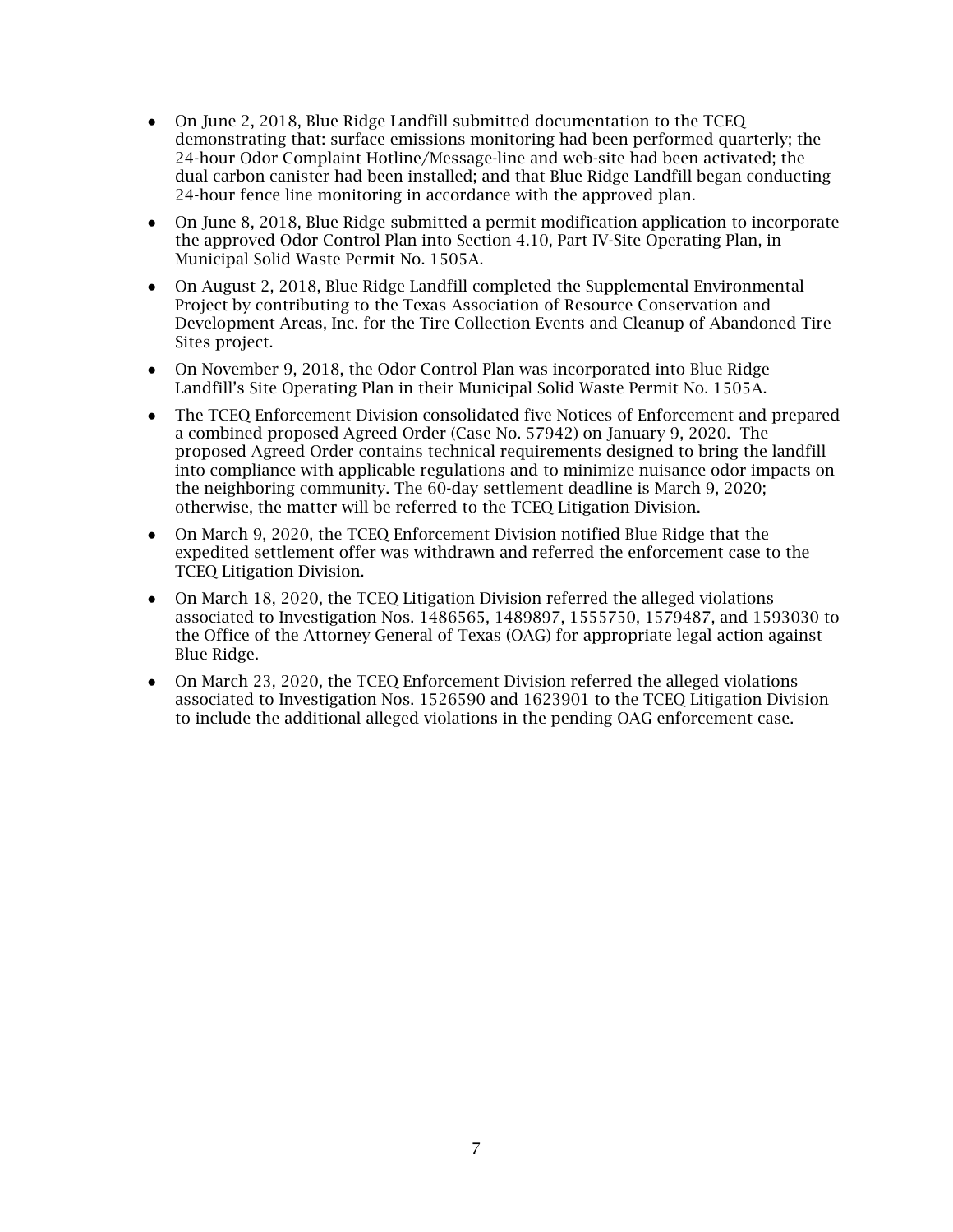- On June 2, 2018, Blue Ridge Landfill submitted documentation to the TCEQ demonstrating that: surface emissions monitoring had been performed quarterly; the 24-hour Odor Complaint Hotline/Message-line and web-site had been activated; the dual carbon canister had been installed; and that Blue Ridge Landfill began conducting 24-hour fence line monitoring in accordance with the approved plan.
- On June 8, 2018, Blue Ridge submitted a permit modification application to incorporate the approved Odor Control Plan into Section 4.10, Part IV-Site Operating Plan, in Municipal Solid Waste Permit No. 1505A.
- On August 2, 2018, Blue Ridge Landfill completed the Supplemental Environmental Project by contributing to the Texas Association of Resource Conservation and Development Areas, Inc. for the Tire Collection Events and Cleanup of Abandoned Tire Sites project.
- On November 9, 2018, the Odor Control Plan was incorporated into Blue Ridge Landfill's Site Operating Plan in their Municipal Solid Waste Permit No. 1505A.
- The TCEQ Enforcement Division consolidated five Notices of Enforcement and prepared a combined proposed Agreed Order (Case No. 57942) on January 9, 2020. The proposed Agreed Order contains technical requirements designed to bring the landfill into compliance with applicable regulations and to minimize nuisance odor impacts on the neighboring community. The 60-day settlement deadline is March 9, 2020; otherwise, the matter will be referred to the TCEQ Litigation Division.
- On March 9, 2020, the TCEQ Enforcement Division notified Blue Ridge that the expedited settlement offer was withdrawn and referred the enforcement case to the TCEQ Litigation Division.
- On March 18, 2020, the TCEQ Litigation Division referred the alleged violations associated to Investigation Nos. 1486565, 1489897, 1555750, 1579487, and 1593030 to the Office of the Attorney General of Texas (OAG) for appropriate legal action against Blue Ridge.
- On March 23, 2020, the TCEQ Enforcement Division referred the alleged violations associated to Investigation Nos. 1526590 and 1623901 to the TCEQ Litigation Division to include the additional alleged violations in the pending OAG enforcement case.